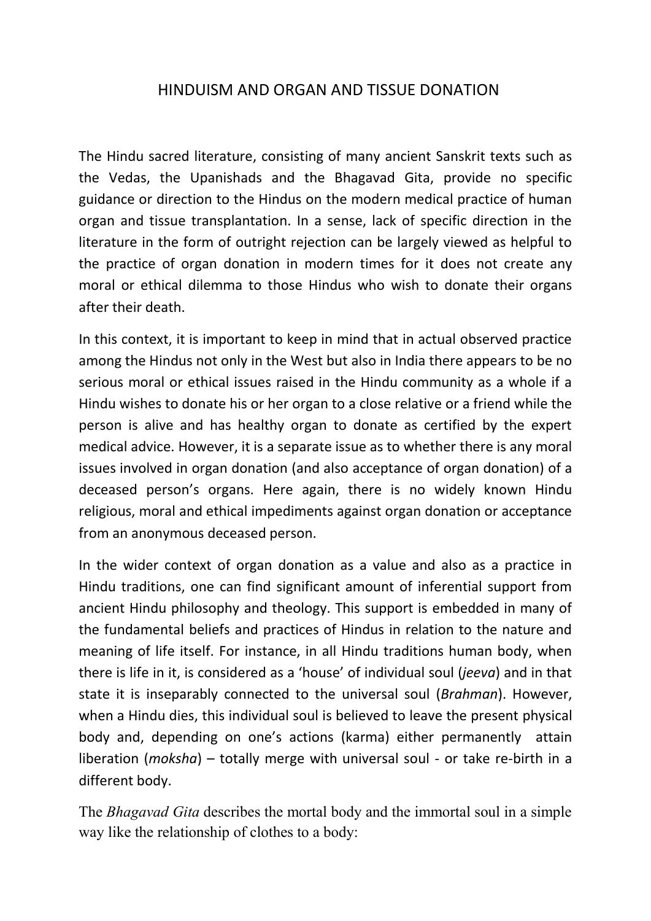# HINDUISM AND ORGAN AND TISSUE DONATION

The Hindu sacred literature, consisting of many ancient Sanskrit texts such as the Vedas, the Upanishads and the Bhagavad Gita, provide no specific guidance or direction to the Hindus on the modern medical practice of human organ and tissue transplantation. In a sense, lack of specific direction in the literature in the form of outright rejection can be largely viewed as helpful to the practice of organ donation in modern times for it does not create any moral or ethical dilemma to those Hindus who wish to donate their organs after their death.

In this context, it is important to keep in mind that in actual observed practice among the Hindus not only in the West but also in India there appears to be no serious moral or ethical issues raised in the Hindu community as a whole if a Hindu wishes to donate his or her organ to a close relative or a friend while the person is alive and has healthy organ to donate as certified by the expert medical advice. However, it is a separate issue as to whether there is any moral issues involved in organ donation (and also acceptance of organ donation) of a deceased person's organs. Here again, there is no widely known Hindu religious, moral and ethical impediments against organ donation or acceptance from an anonymous deceased person.

In the wider context of organ donation as a value and also as a practice in Hindu traditions, one can find significant amount of inferential support from ancient Hindu philosophy and theology. This support is embedded in many of the fundamental beliefs and practices of Hindus in relation to the nature and meaning of life itself. For instance, in all Hindu traditions human body, when there is life in it, is considered as a 'house' of individual soul (*jeeva*) and in that state it is inseparably connected to the universal soul (*Brahman*). However, when a Hindu dies, this individual soul is believed to leave the present physical body and, depending on one's actions (karma) either permanently attain liberation (*moksha*) – totally merge with universal soul - or take re-birth in a different body.

The *Bhagavad Gita* describes the mortal body and the immortal soul in a simple way like the relationship of clothes to a body: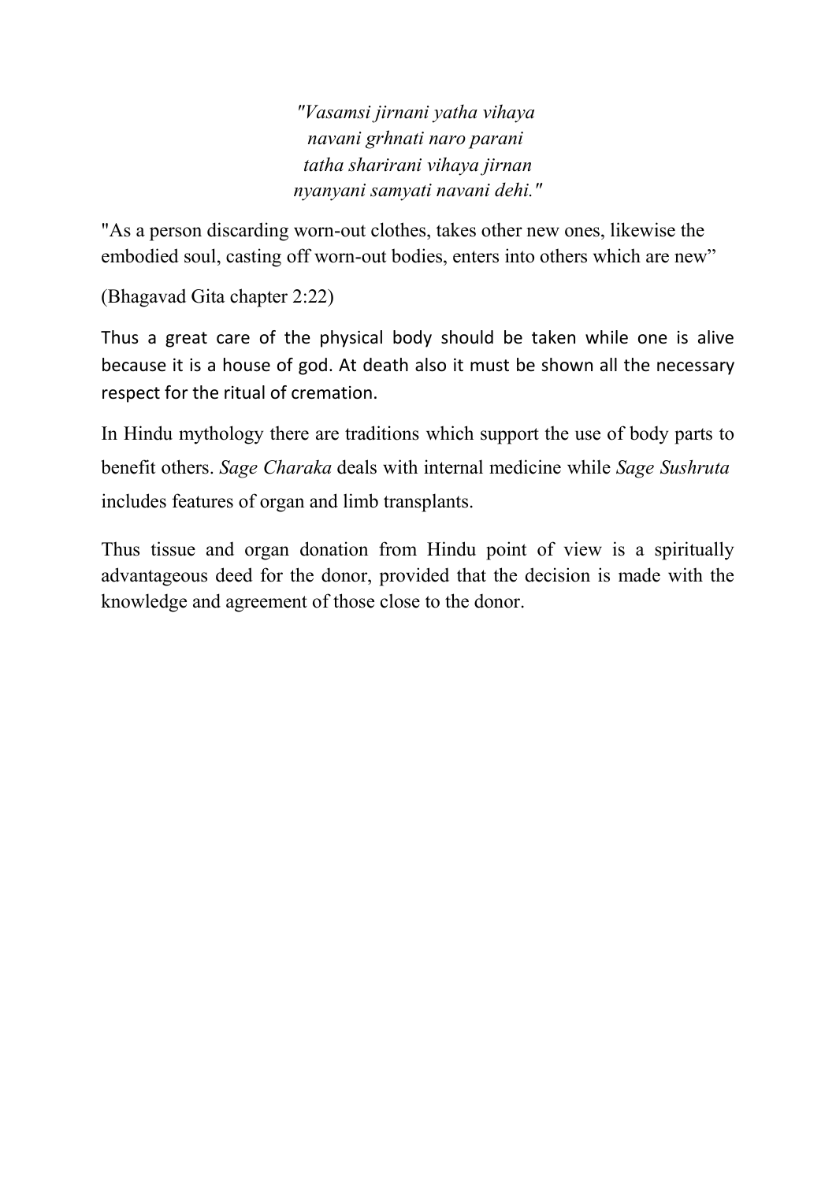*"Vasamsi jirnani yatha vihaya*
*navani grhnati naro parani*
*tatha sharirani vihaya jirnan*
*nyanyani samyati navani dehi."*

"As a person discarding worn-out clothes, takes other new ones, likewise the embodied soul, casting off worn-out bodies, enters into others which are new"

(Bhagavad Gita chapter 2:22)

Thus a great care of the physical body should be taken while one is alive because it is a house of god. At death also it must be shown all the necessary respect for the ritual of cremation.

In Hindu mythology there are traditions which support the use of body parts to benefit others. *Sage Charaka* deals with internal medicine while *Sage Sushruta* includes features of organ and limb transplants.

Thus tissue and organ donation from Hindu point of view is a spiritually advantageous deed for the donor, provided that the decision is made with the knowledge and agreement of those close to the donor.